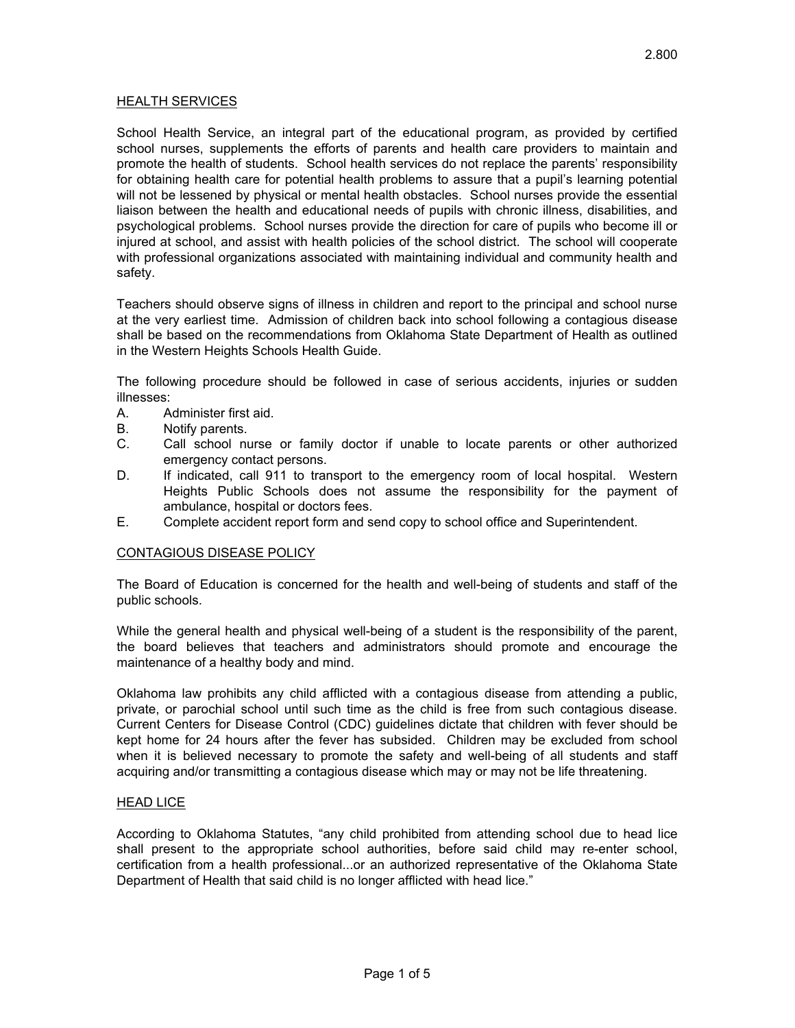2.800

## HEALTH SERVICES

School Health Service, an integral part of the educational program, as provided by certified school nurses, supplements the efforts of parents and health care providers to maintain and promote the health of students. School health services do not replace the parents' responsibility for obtaining health care for potential health problems to assure that a pupil's learning potential will not be lessened by physical or mental health obstacles. School nurses provide the essential liaison between the health and educational needs of pupils with chronic illness, disabilities, and psychological problems. School nurses provide the direction for care of pupils who become ill or injured at school, and assist with health policies of the school district. The school will cooperate with professional organizations associated with maintaining individual and community health and safety.

Teachers should observe signs of illness in children and report to the principal and school nurse at the very earliest time. Admission of children back into school following a contagious disease shall be based on the recommendations from Oklahoma State Department of Health as outlined in the Western Heights Schools Health Guide.

The following procedure should be followed in case of serious accidents, injuries or sudden illnesses:

A. Administer first aid.
B. Notify parents.
C. Call school nurse or family doctor if unable to locate parents or other authorized emergency contact persons.
D. If indicated, call 911 to transport to the emergency room of local hospital. Western Heights Public Schools does not assume the responsibility for the payment of ambulance, hospital or doctors fees.
E. Complete accident report form and send copy to school office and Superintendent.

## CONTAGIOUS DISEASE POLICY

The Board of Education is concerned for the health and well-being of students and staff of the public schools.

While the general health and physical well-being of a student is the responsibility of the parent, the board believes that teachers and administrators should promote and encourage the maintenance of a healthy body and mind.

Oklahoma law prohibits any child afflicted with a contagious disease from attending a public, private, or parochial school until such time as the child is free from such contagious disease. Current Centers for Disease Control (CDC) guidelines dictate that children with fever should be kept home for 24 hours after the fever has subsided. Children may be excluded from school when it is believed necessary to promote the safety and well-being of all students and staff acquiring and/or transmitting a contagious disease which may or may not be life threatening.

## HEAD LICE

According to Oklahoma Statutes, "any child prohibited from attending school due to head lice shall present to the appropriate school authorities, before said child may re-enter school, certification from a health professional...or an authorized representative of the Oklahoma State Department of Health that said child is no longer afflicted with head lice."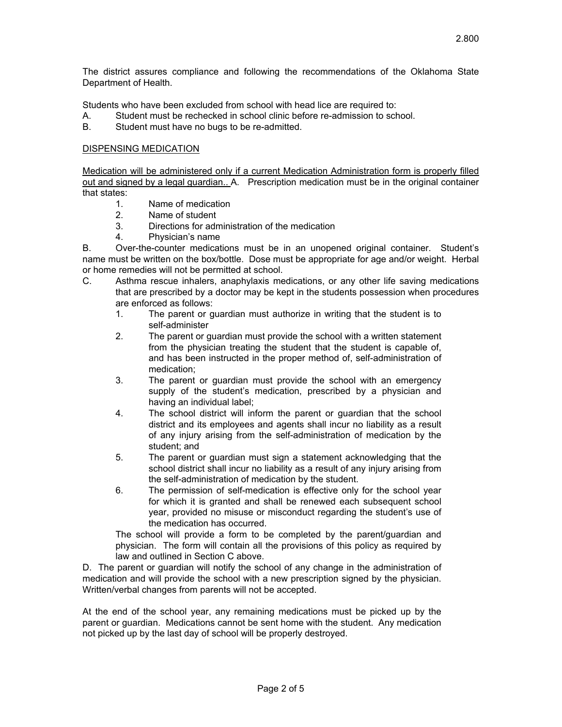The district assures compliance and following the recommendations of the Oklahoma State Department of Health.

Students who have been excluded from school with head lice are required to:

A. Student must be rechecked in school clinic before re-admission to school.
B. Student must have no bugs to be re-admitted.

DISPENSING MEDICATION

Medication will be administered only if a current Medication Administration form is properly filled out and signed by a legal guardian.. A. Prescription medication must be in the original container that states:

1. Name of medication
2. Name of student
3. Directions for administration of the medication
4. Physician's name

B. Over-the-counter medications must be in an unopened original container. Student's name must be written on the box/bottle. Dose must be appropriate for age and/or weight. Herbal or home remedies will not be permitted at school.

C. Asthma rescue inhalers, anaphylaxis medications, or any other life saving medications that are prescribed by a doctor may be kept in the students possession when procedures are enforced as follows:

1. The parent or guardian must authorize in writing that the student is to self-administer
2. The parent or guardian must provide the school with a written statement from the physician treating the student that the student is capable of, and has been instructed in the proper method of, self-administration of medication;
3. The parent or guardian must provide the school with an emergency supply of the student's medication, prescribed by a physician and having an individual label;
4. The school district will inform the parent or guardian that the school district and its employees and agents shall incur no liability as a result of any injury arising from the self-administration of medication by the student; and
5. The parent or guardian must sign a statement acknowledging that the school district shall incur no liability as a result of any injury arising from the self-administration of medication by the student.
6. The permission of self-medication is effective only for the school year for which it is granted and shall be renewed each subsequent school year, provided no misuse or misconduct regarding the student's use of the medication has occurred.

The school will provide a form to be completed by the parent/guardian and physician. The form will contain all the provisions of this policy as required by law and outlined in Section C above.

D. The parent or guardian will notify the school of any change in the administration of medication and will provide the school with a new prescription signed by the physician. Written/verbal changes from parents will not be accepted.

At the end of the school year, any remaining medications must be picked up by the parent or guardian. Medications cannot be sent home with the student. Any medication not picked up by the last day of school will be properly destroyed.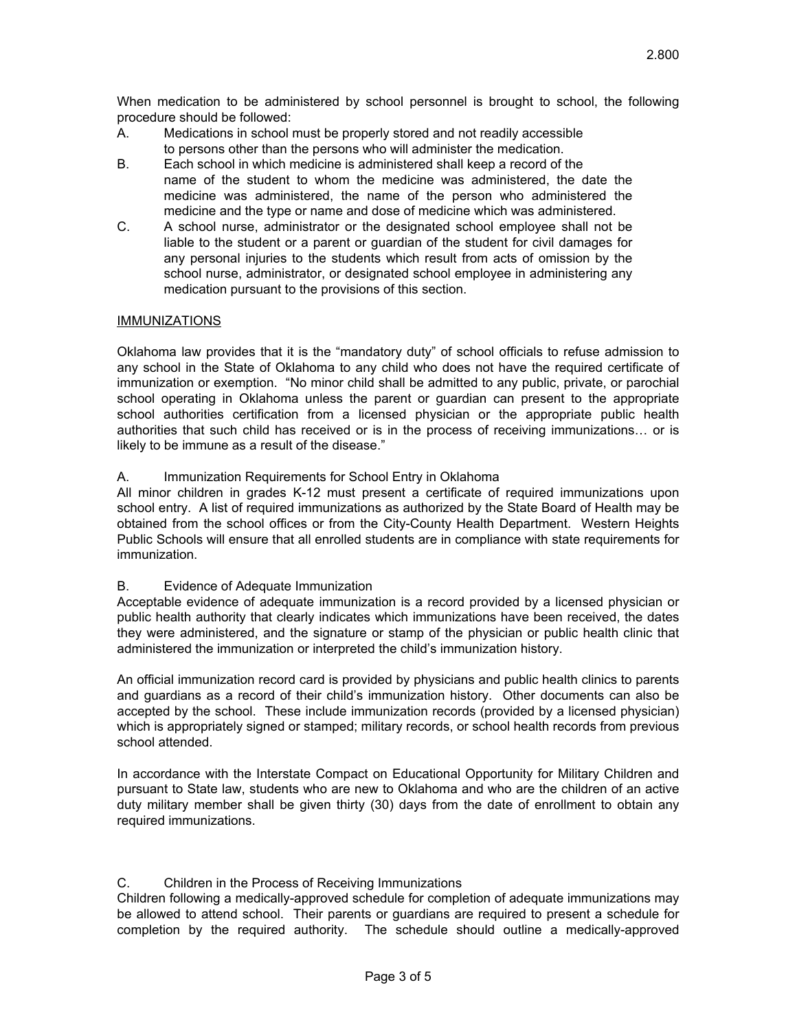When medication to be administered by school personnel is brought to school, the following procedure should be followed:

A. Medications in school must be properly stored and not readily accessible to persons other than the persons who will administer the medication.

B. Each school in which medicine is administered shall keep a record of the name of the student to whom the medicine was administered, the date the medicine was administered, the name of the person who administered the medicine and the type or name and dose of medicine which was administered.

C. A school nurse, administrator or the designated school employee shall not be liable to the student or a parent or guardian of the student for civil damages for any personal injuries to the students which result from acts of omission by the school nurse, administrator, or designated school employee in administering any medication pursuant to the provisions of this section.

## IMMUNIZATIONS

Oklahoma law provides that it is the "mandatory duty" of school officials to refuse admission to any school in the State of Oklahoma to any child who does not have the required certificate of immunization or exemption. "No minor child shall be admitted to any public, private, or parochial school operating in Oklahoma unless the parent or guardian can present to the appropriate school authorities certification from a licensed physician or the appropriate public health authorities that such child has received or is in the process of receiving immunizations… or is likely to be immune as a result of the disease."

### A. Immunization Requirements for School Entry in Oklahoma

All minor children in grades K-12 must present a certificate of required immunizations upon school entry. A list of required immunizations as authorized by the State Board of Health may be obtained from the school offices or from the City-County Health Department. Western Heights Public Schools will ensure that all enrolled students are in compliance with state requirements for immunization.

### B. Evidence of Adequate Immunization

Acceptable evidence of adequate immunization is a record provided by a licensed physician or public health authority that clearly indicates which immunizations have been received, the dates they were administered, and the signature or stamp of the physician or public health clinic that administered the immunization or interpreted the child's immunization history.

An official immunization record card is provided by physicians and public health clinics to parents and guardians as a record of their child's immunization history. Other documents can also be accepted by the school. These include immunization records (provided by a licensed physician) which is appropriately signed or stamped; military records, or school health records from previous school attended.

In accordance with the Interstate Compact on Educational Opportunity for Military Children and pursuant to State law, students who are new to Oklahoma and who are the children of an active duty military member shall be given thirty (30) days from the date of enrollment to obtain any required immunizations.

### C. Children in the Process of Receiving Immunizations

Children following a medically-approved schedule for completion of adequate immunizations may be allowed to attend school. Their parents or guardians are required to present a schedule for completion by the required authority. The schedule should outline a medically-approved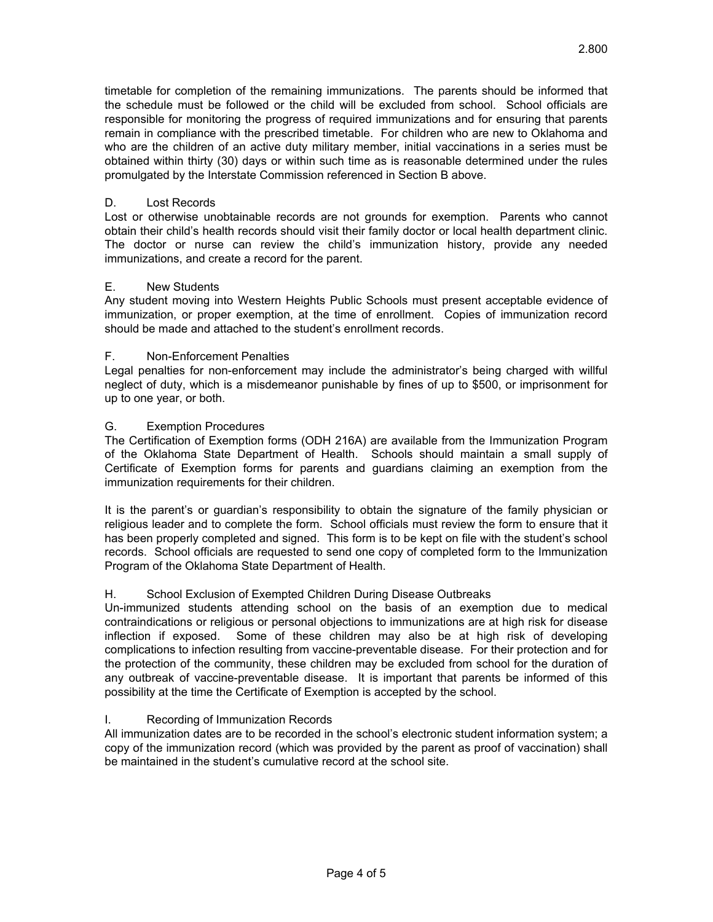timetable for completion of the remaining immunizations. The parents should be informed that the schedule must be followed or the child will be excluded from school. School officials are responsible for monitoring the progress of required immunizations and for ensuring that parents remain in compliance with the prescribed timetable. For children who are new to Oklahoma and who are the children of an active duty military member, initial vaccinations in a series must be obtained within thirty (30) days or within such time as is reasonable determined under the rules promulgated by the Interstate Commission referenced in Section B above.

D. Lost Records

Lost or otherwise unobtainable records are not grounds for exemption. Parents who cannot obtain their child's health records should visit their family doctor or local health department clinic. The doctor or nurse can review the child's immunization history, provide any needed immunizations, and create a record for the parent.

E. New Students

Any student moving into Western Heights Public Schools must present acceptable evidence of immunization, or proper exemption, at the time of enrollment. Copies of immunization record should be made and attached to the student's enrollment records.

F. Non-Enforcement Penalties

Legal penalties for non-enforcement may include the administrator's being charged with willful neglect of duty, which is a misdemeanor punishable by fines of up to $500, or imprisonment for up to one year, or both.

G. Exemption Procedures

The Certification of Exemption forms (ODH 216A) are available from the Immunization Program of the Oklahoma State Department of Health. Schools should maintain a small supply of Certificate of Exemption forms for parents and guardians claiming an exemption from the immunization requirements for their children.

It is the parent's or guardian's responsibility to obtain the signature of the family physician or religious leader and to complete the form. School officials must review the form to ensure that it has been properly completed and signed. This form is to be kept on file with the student's school records. School officials are requested to send one copy of completed form to the Immunization Program of the Oklahoma State Department of Health.

H. School Exclusion of Exempted Children During Disease Outbreaks

Un-immunized students attending school on the basis of an exemption due to medical contraindications or religious or personal objections to immunizations are at high risk for disease inflection if exposed. Some of these children may also be at high risk of developing complications to infection resulting from vaccine-preventable disease. For their protection and for the protection of the community, these children may be excluded from school for the duration of any outbreak of vaccine-preventable disease. It is important that parents be informed of this possibility at the time the Certificate of Exemption is accepted by the school.

I. Recording of Immunization Records

All immunization dates are to be recorded in the school's electronic student information system; a copy of the immunization record (which was provided by the parent as proof of vaccination) shall be maintained in the student's cumulative record at the school site.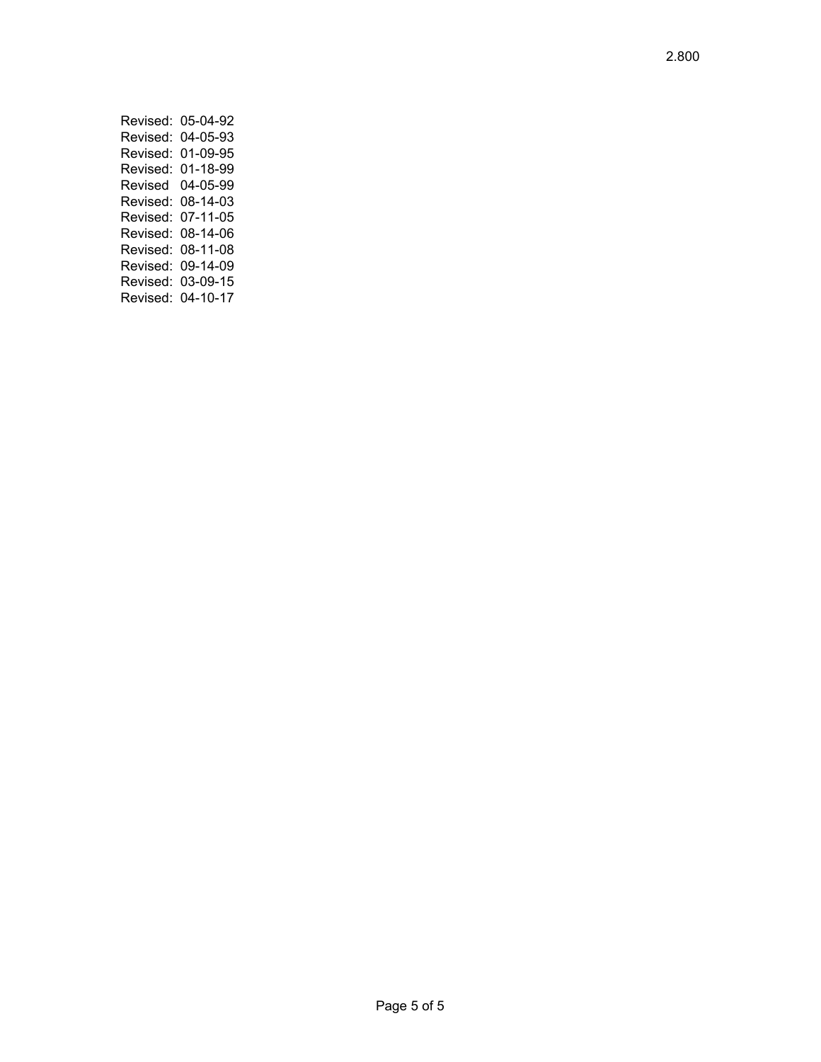Revised: 05-04-92
Revised: 04-05-93
Revised: 01-09-95
Revised: 01-18-99
Revised 04-05-99
Revised: 08-14-03
Revised: 07-11-05
Revised: 08-14-06
Revised: 08-11-08
Revised: 09-14-09
Revised: 03-09-15
Revised: 04-10-17